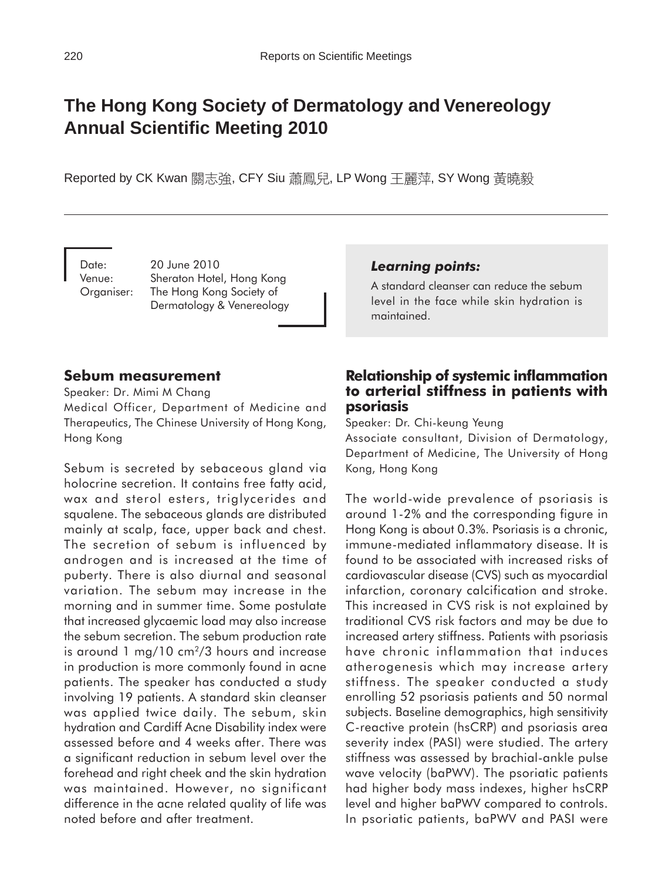# The Hong Kong Society of Dermatology and Venereology Annual Scientific Meeting 2010

Reported by CK Kwan 關志強, CFY Siu 蕭鳳兒, LP Wong 王麗萍, SY Wong 黃曉毅

Date: 20 June 2010
Venue: Sheraton Hotel, Hong Kong
Organiser: The Hong Kong Society of Dermatology & Venereology

***Learning points:***

A standard cleanser can reduce the sebum level in the face while skin hydration is maintained.

## Sebum measurement

Speaker: Dr. Mimi M Chang
Medical Officer, Department of Medicine and Therapeutics, The Chinese University of Hong Kong, Hong Kong

Sebum is secreted by sebaceous gland via holocrine secretion. It contains free fatty acid, wax and sterol esters, triglycerides and squalene. The sebaceous glands are distributed mainly at scalp, face, upper back and chest. The secretion of sebum is influenced by androgen and is increased at the time of puberty. There is also diurnal and seasonal variation. The sebum may increase in the morning and in summer time. Some postulate that increased glycaemic load may also increase the sebum secretion. The sebum production rate is around 1 mg/10 $cm^2$/3 hours and increase in production is more commonly found in acne patients. The speaker has conducted a study involving 19 patients. A standard skin cleanser was applied twice daily. The sebum, skin hydration and Cardiff Acne Disability index were assessed before and 4 weeks after. There was a significant reduction in sebum level over the forehead and right cheek and the skin hydration was maintained. However, no significant difference in the acne related quality of life was noted before and after treatment.

## Relationship of systemic inflammation to arterial stiffness in patients with psoriasis

Speaker: Dr. Chi-keung Yeung
Associate consultant, Division of Dermatology, Department of Medicine, The University of Hong Kong, Hong Kong

The world-wide prevalence of psoriasis is around 1-2% and the corresponding figure in Hong Kong is about 0.3%. Psoriasis is a chronic, immune-mediated inflammatory disease. It is found to be associated with increased risks of cardiovascular disease (CVS) such as myocardial infarction, coronary calcification and stroke. This increased in CVS risk is not explained by traditional CVS risk factors and may be due to increased artery stiffness. Patients with psoriasis have chronic inflammation that induces atherogenesis which may increase artery stiffness. The speaker conducted a study enrolling 52 psoriasis patients and 50 normal subjects. Baseline demographics, high sensitivity C-reactive protein (hsCRP) and psoriasis area severity index (PASI) were studied. The artery stiffness was assessed by brachial-ankle pulse wave velocity (baPWV). The psoriatic patients had higher body mass indexes, higher hsCRP level and higher baPWV compared to controls. In psoriatic patients, baPWV and PASI were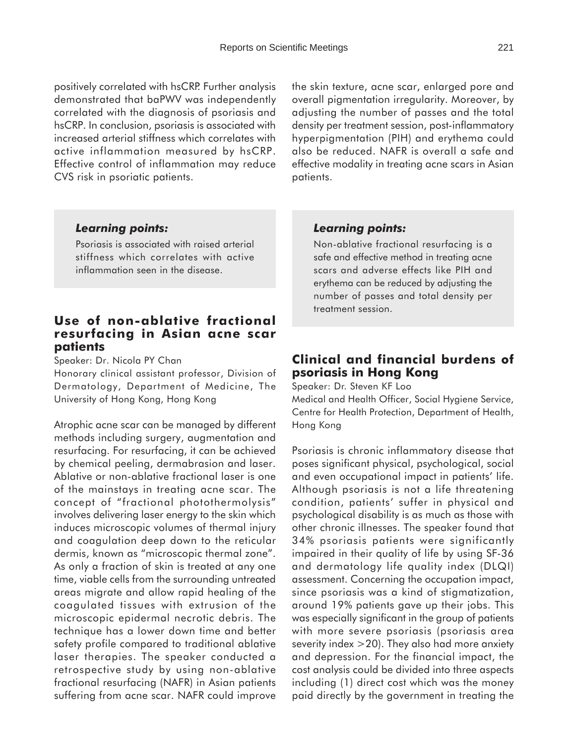positively correlated with hsCRP. Further analysis demonstrated that baPWV was independently correlated with the diagnosis of psoriasis and hsCRP. In conclusion, psoriasis is associated with increased arterial stiffness which correlates with active inflammation measured by hsCRP. Effective control of inflammation may reduce CVS risk in psoriatic patients.

> ***Learning points:***
>
> Psoriasis is associated with raised arterial stiffness which correlates with active inflammation seen in the disease.

## Use of non-ablative fractional resurfacing in Asian acne scar patients

Speaker: Dr. Nicola PY Chan
Honorary clinical assistant professor, Division of Dermatology, Department of Medicine, The University of Hong Kong, Hong Kong

Atrophic acne scar can be managed by different methods including surgery, augmentation and resurfacing. For resurfacing, it can be achieved by chemical peeling, dermabrasion and laser. Ablative or non-ablative fractional laser is one of the mainstays in treating acne scar. The concept of "fractional photothermolysis" involves delivering laser energy to the skin which induces microscopic volumes of thermal injury and coagulation deep down to the reticular dermis, known as "microscopic thermal zone". As only a fraction of skin is treated at any one time, viable cells from the surrounding untreated areas migrate and allow rapid healing of the coagulated tissues with extrusion of the microscopic epidermal necrotic debris. The technique has a lower down time and better safety profile compared to traditional ablative laser therapies. The speaker conducted a retrospective study by using non-ablative fractional resurfacing (NAFR) in Asian patients suffering from acne scar. NAFR could improve the skin texture, acne scar, enlarged pore and overall pigmentation irregularity. Moreover, by adjusting the number of passes and the total density per treatment session, post-inflammatory hyperpigmentation (PIH) and erythema could also be reduced. NAFR is overall a safe and effective modality in treating acne scars in Asian patients.

> ***Learning points:***
>
> Non-ablative fractional resurfacing is a safe and effective method in treating acne scars and adverse effects like PIH and erythema can be reduced by adjusting the number of passes and total density per treatment session.

## Clinical and financial burdens of psoriasis in Hong Kong

Speaker: Dr. Steven KF Loo
Medical and Health Officer, Social Hygiene Service, Centre for Health Protection, Department of Health, Hong Kong

Psoriasis is chronic inflammatory disease that poses significant physical, psychological, social and even occupational impact in patients' life. Although psoriasis is not a life threatening condition, patients' suffer in physical and psychological disability is as much as those with other chronic illnesses. The speaker found that 34% psoriasis patients were significantly impaired in their quality of life by using SF-36 and dermatology life quality index (DLQI) assessment. Concerning the occupation impact, since psoriasis was a kind of stigmatization, around 19% patients gave up their jobs. This was especially significant in the group of patients with more severe psoriasis (psoriasis area severity index >20). They also had more anxiety and depression. For the financial impact, the cost analysis could be divided into three aspects including (1) direct cost which was the money paid directly by the government in treating the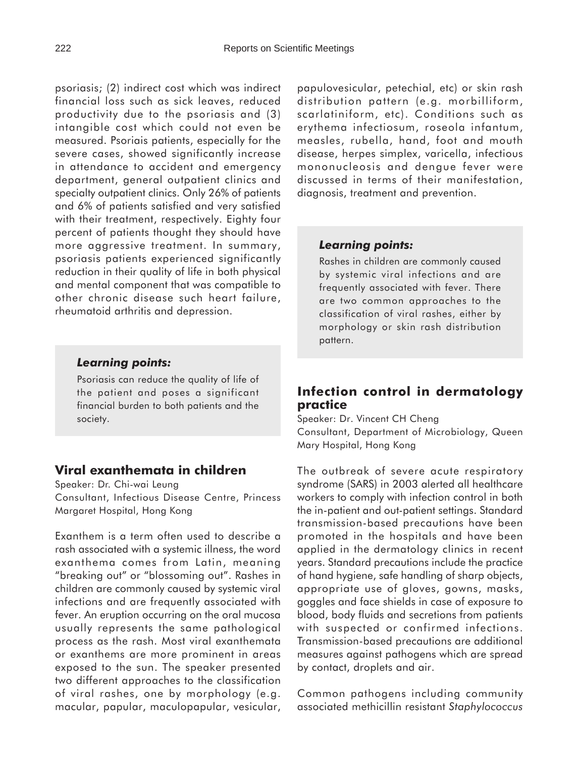psoriasis; (2) indirect cost which was indirect financial loss such as sick leaves, reduced productivity due to the psoriasis and (3) intangible cost which could not even be measured. Psoriais patients, especially for the severe cases, showed significantly increase in attendance to accident and emergency department, general outpatient clinics and specialty outpatient clinics. Only 26% of patients and 6% of patients satisfied and very satisfied with their treatment, respectively. Eighty four percent of patients thought they should have more aggressive treatment. In summary, psoriasis patients experienced significantly reduction in their quality of life in both physical and mental component that was compatible to other chronic disease such heart failure, rheumatoid arthritis and depression.

> ***Learning points:***
>
> Psoriasis can reduce the quality of life of the patient and poses a significant financial burden to both patients and the society.

## Viral exanthemata in children

Speaker: Dr. Chi-wai Leung
Consultant, Infectious Disease Centre, Princess Margaret Hospital, Hong Kong

Exanthem is a term often used to describe a rash associated with a systemic illness, the word exanthema comes from Latin, meaning "breaking out" or "blossoming out". Rashes in children are commonly caused by systemic viral infections and are frequently associated with fever. An eruption occurring on the oral mucosa usually represents the same pathological process as the rash. Most viral exanthemata or exanthems are more prominent in areas exposed to the sun. The speaker presented two different approaches to the classification of viral rashes, one by morphology (e.g. macular, papular, maculopapular, vesicular, papulovesicular, petechial, etc) or skin rash distribution pattern (e.g. morbilliform, scarlatiniform, etc). Conditions such as erythema infectiosum, roseola infantum, measles, rubella, hand, foot and mouth disease, herpes simplex, varicella, infectious mononucleosis and dengue fever were discussed in terms of their manifestation, diagnosis, treatment and prevention.

> ***Learning points:***
>
> Rashes in children are commonly caused by systemic viral infections and are frequently associated with fever. There are two common approaches to the classification of viral rashes, either by morphology or skin rash distribution pattern.

## Infection control in dermatology practice

Speaker: Dr. Vincent CH Cheng
Consultant, Department of Microbiology, Queen Mary Hospital, Hong Kong

The outbreak of severe acute respiratory syndrome (SARS) in 2003 alerted all healthcare workers to comply with infection control in both the in-patient and out-patient settings. Standard transmission-based precautions have been promoted in the hospitals and have been applied in the dermatology clinics in recent years. Standard precautions include the practice of hand hygiene, safe handling of sharp objects, appropriate use of gloves, gowns, masks, goggles and face shields in case of exposure to blood, body fluids and secretions from patients with suspected or confirmed infections. Transmission-based precautions are additional measures against pathogens which are spread by contact, droplets and air.

Common pathogens including community associated methicillin resistant *Staphylococcus*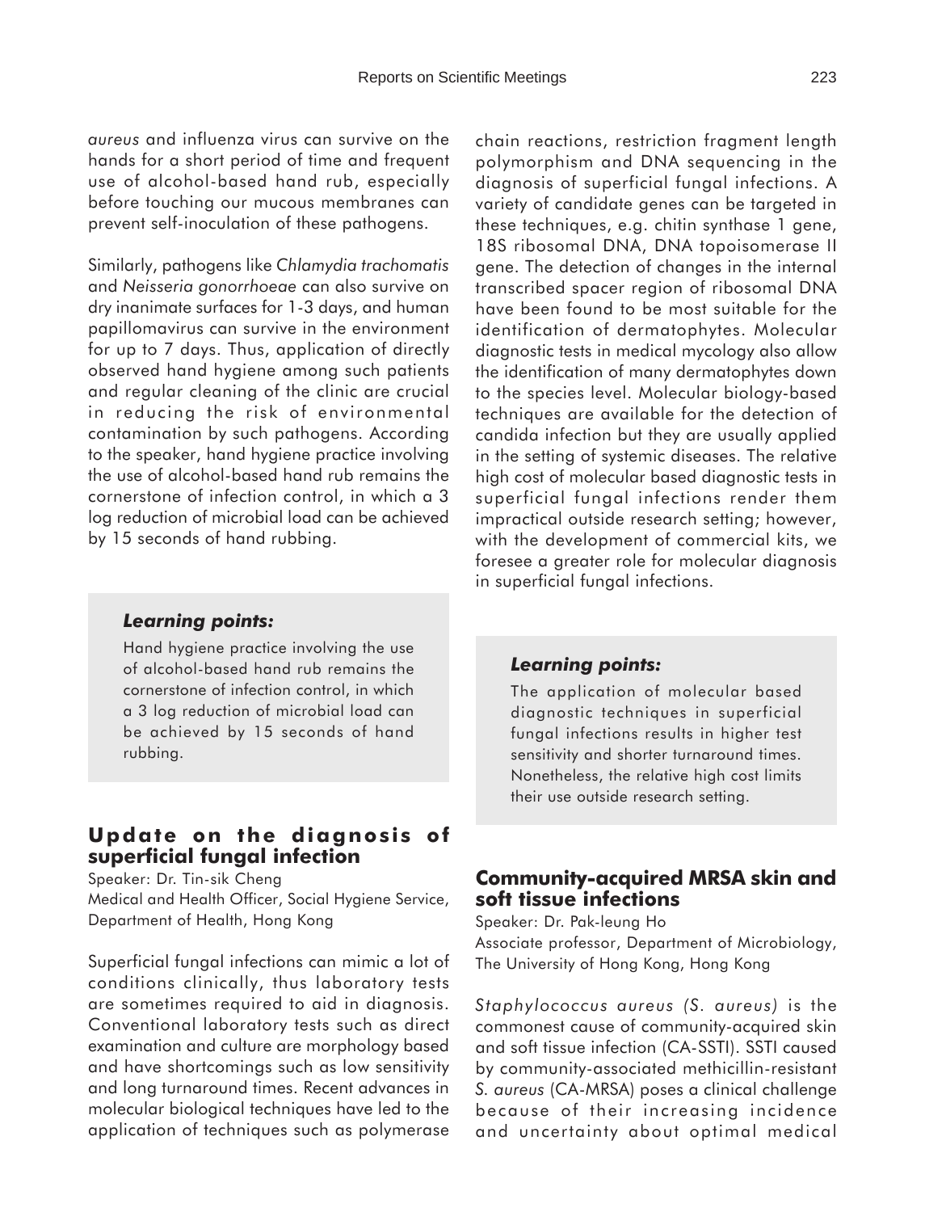*aureus* and influenza virus can survive on the hands for a short period of time and frequent use of alcohol-based hand rub, especially before touching our mucous membranes can prevent self-inoculation of these pathogens.

Similarly, pathogens like *Chlamydia trachomatis* and *Neisseria gonorrhoeae* can also survive on dry inanimate surfaces for 1-3 days, and human papillomavirus can survive in the environment for up to 7 days. Thus, application of directly observed hand hygiene among such patients and regular cleaning of the clinic are crucial in reducing the risk of environmental contamination by such pathogens. According to the speaker, hand hygiene practice involving the use of alcohol-based hand rub remains the cornerstone of infection control, in which a 3 log reduction of microbial load can be achieved by 15 seconds of hand rubbing.

> ***Learning points:***
>
> Hand hygiene practice involving the use of alcohol-based hand rub remains the cornerstone of infection control, in which a 3 log reduction of microbial load can be achieved by 15 seconds of hand rubbing.

## Update on the diagnosis of superficial fungal infection

Speaker: Dr. Tin-sik Cheng
Medical and Health Officer, Social Hygiene Service, Department of Health, Hong Kong

Superficial fungal infections can mimic a lot of conditions clinically, thus laboratory tests are sometimes required to aid in diagnosis. Conventional laboratory tests such as direct examination and culture are morphology based and have shortcomings such as low sensitivity and long turnaround times. Recent advances in molecular biological techniques have led to the application of techniques such as polymerase chain reactions, restriction fragment length polymorphism and DNA sequencing in the diagnosis of superficial fungal infections. A variety of candidate genes can be targeted in these techniques, e.g. chitin synthase 1 gene, 18S ribosomal DNA, DNA topoisomerase II gene. The detection of changes in the internal transcribed spacer region of ribosomal DNA have been found to be most suitable for the identification of dermatophytes. Molecular diagnostic tests in medical mycology also allow the identification of many dermatophytes down to the species level. Molecular biology-based techniques are available for the detection of candida infection but they are usually applied in the setting of systemic diseases. The relative high cost of molecular based diagnostic tests in superficial fungal infections render them impractical outside research setting; however, with the development of commercial kits, we foresee a greater role for molecular diagnosis in superficial fungal infections.

> ***Learning points:***
>
> The application of molecular based diagnostic techniques in superficial fungal infections results in higher test sensitivity and shorter turnaround times. Nonetheless, the relative high cost limits their use outside research setting.

## Community-acquired MRSA skin and soft tissue infections

Speaker: Dr. Pak-leung Ho
Associate professor, Department of Microbiology, The University of Hong Kong, Hong Kong

*Staphylococcus aureus (S. aureus)* is the commonest cause of community-acquired skin and soft tissue infection (CA-SSTI). SSTI caused by community-associated methicillin-resistant *S. aureus* (CA-MRSA) poses a clinical challenge because of their increasing incidence and uncertainty about optimal medical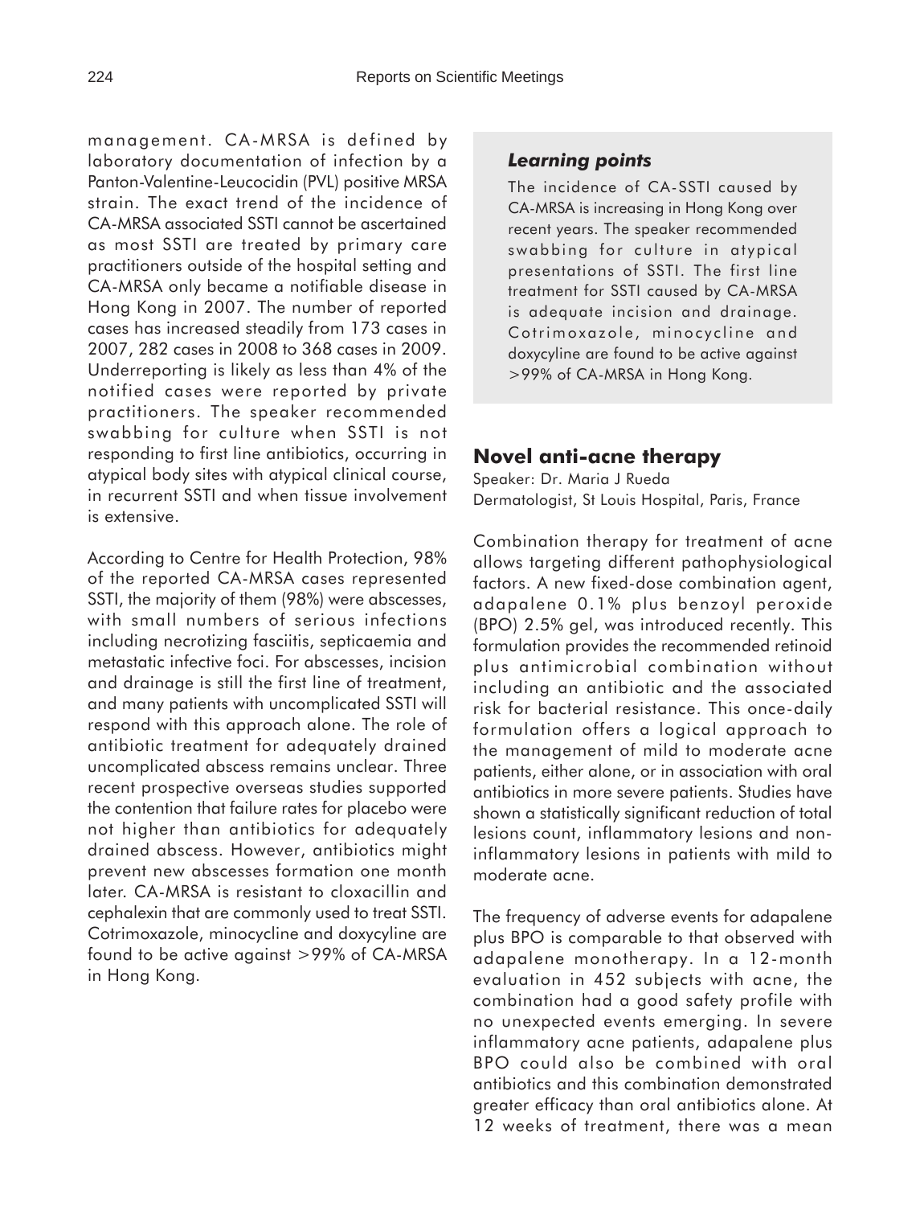management. CA-MRSA is defined by laboratory documentation of infection by a Panton-Valentine-Leucocidin (PVL) positive MRSA strain. The exact trend of the incidence of CA-MRSA associated SSTI cannot be ascertained as most SSTI are treated by primary care practitioners outside of the hospital setting and CA-MRSA only became a notifiable disease in Hong Kong in 2007. The number of reported cases has increased steadily from 173 cases in 2007, 282 cases in 2008 to 368 cases in 2009. Underreporting is likely as less than 4% of the notified cases were reported by private practitioners. The speaker recommended swabbing for culture when SSTI is not responding to first line antibiotics, occurring in atypical body sites with atypical clinical course, in recurrent SSTI and when tissue involvement is extensive.

According to Centre for Health Protection, 98% of the reported CA-MRSA cases represented SSTI, the majority of them (98%) were abscesses, with small numbers of serious infections including necrotizing fasciitis, septicaemia and metastatic infective foci. For abscesses, incision and drainage is still the first line of treatment, and many patients with uncomplicated SSTI will respond with this approach alone. The role of antibiotic treatment for adequately drained uncomplicated abscess remains unclear. Three recent prospective overseas studies supported the contention that failure rates for placebo were not higher than antibiotics for adequately drained abscess. However, antibiotics might prevent new abscesses formation one month later. CA-MRSA is resistant to cloxacillin and cephalexin that are commonly used to treat SSTI. Cotrimoxazole, minocycline and doxycyline are found to be active against >99% of CA-MRSA in Hong Kong.

> ***Learning points***
>
> The incidence of CA-SSTI caused by CA-MRSA is increasing in Hong Kong over recent years. The speaker recommended swabbing for culture in atypical presentations of SSTI. The first line treatment for SSTI caused by CA-MRSA is adequate incision and drainage. Cotrimoxazole, minocycline and doxycyline are found to be active against >99% of CA-MRSA in Hong Kong.

## Novel anti-acne therapy

Speaker: Dr. Maria J Rueda
Dermatologist, St Louis Hospital, Paris, France

Combination therapy for treatment of acne allows targeting different pathophysiological factors. A new fixed-dose combination agent, adapalene 0.1% plus benzoyl peroxide (BPO) 2.5% gel, was introduced recently. This formulation provides the recommended retinoid plus antimicrobial combination without including an antibiotic and the associated risk for bacterial resistance. This once-daily formulation offers a logical approach to the management of mild to moderate acne patients, either alone, or in association with oral antibiotics in more severe patients. Studies have shown a statistically significant reduction of total lesions count, inflammatory lesions and non-inflammatory lesions in patients with mild to moderate acne.

The frequency of adverse events for adapalene plus BPO is comparable to that observed with adapalene monotherapy. In a 12-month evaluation in 452 subjects with acne, the combination had a good safety profile with no unexpected events emerging. In severe inflammatory acne patients, adapalene plus BPO could also be combined with oral antibiotics and this combination demonstrated greater efficacy than oral antibiotics alone. At 12 weeks of treatment, there was a mean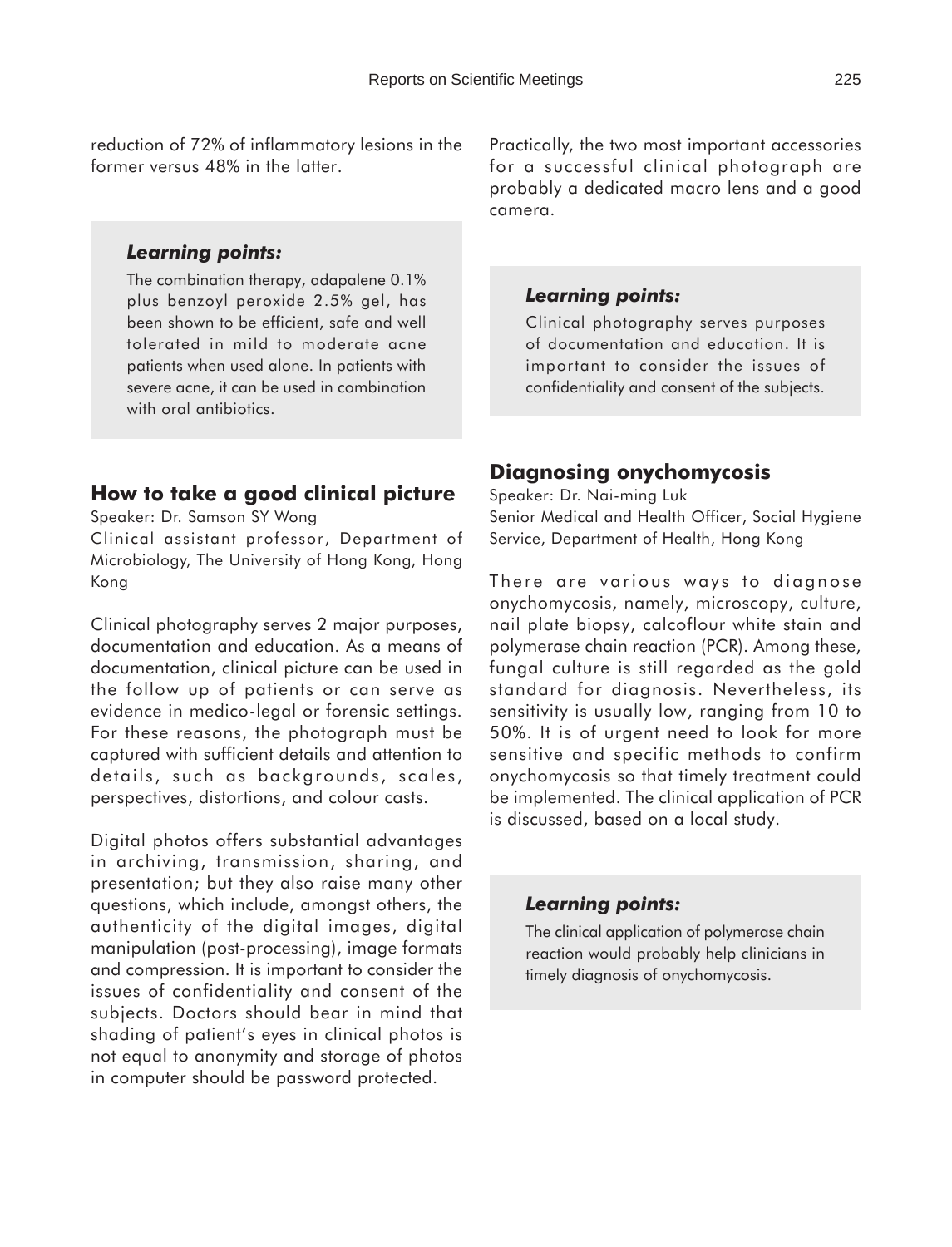reduction of 72% of inflammatory lesions in the former versus 48% in the latter.

> ***Learning points:***
>
> The combination therapy, adapalene 0.1% plus benzoyl peroxide 2.5% gel, has been shown to be efficient, safe and well tolerated in mild to moderate acne patients when used alone. In patients with severe acne, it can be used in combination with oral antibiotics.

## How to take a good clinical picture

Speaker: Dr. Samson SY Wong

Clinical assistant professor, Department of Microbiology, The University of Hong Kong, Hong Kong

Clinical photography serves 2 major purposes, documentation and education. As a means of documentation, clinical picture can be used in the follow up of patients or can serve as evidence in medico-legal or forensic settings. For these reasons, the photograph must be captured with sufficient details and attention to details, such as backgrounds, scales, perspectives, distortions, and colour casts.

Digital photos offers substantial advantages in archiving, transmission, sharing, and presentation; but they also raise many other questions, which include, amongst others, the authenticity of the digital images, digital manipulation (post-processing), image formats and compression. It is important to consider the issues of confidentiality and consent of the subjects. Doctors should bear in mind that shading of patient's eyes in clinical photos is not equal to anonymity and storage of photos in computer should be password protected.

Practically, the two most important accessories for a successful clinical photograph are probably a dedicated macro lens and a good camera.

> ***Learning points:***
>
> Clinical photography serves purposes of documentation and education. It is important to consider the issues of confidentiality and consent of the subjects.

## Diagnosing onychomycosis

Speaker: Dr. Nai-ming Luk

Senior Medical and Health Officer, Social Hygiene Service, Department of Health, Hong Kong

There are various ways to diagnose onychomycosis, namely, microscopy, culture, nail plate biopsy, calcoflour white stain and polymerase chain reaction (PCR). Among these, fungal culture is still regarded as the gold standard for diagnosis. Nevertheless, its sensitivity is usually low, ranging from 10 to 50%. It is of urgent need to look for more sensitive and specific methods to confirm onychomycosis so that timely treatment could be implemented. The clinical application of PCR is discussed, based on a local study.

> ***Learning points:***
>
> The clinical application of polymerase chain reaction would probably help clinicians in timely diagnosis of onychomycosis.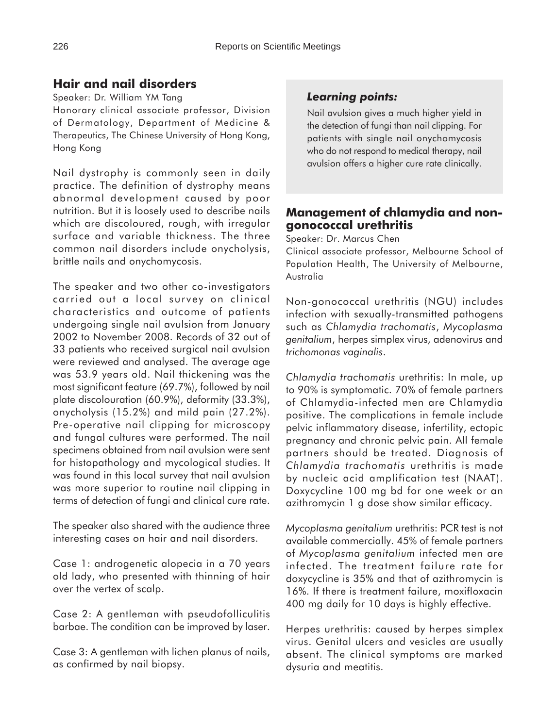## Hair and nail disorders

Speaker: Dr. William YM Tang

Honorary clinical associate professor, Division of Dermatology, Department of Medicine & Therapeutics, The Chinese University of Hong Kong, Hong Kong

Nail dystrophy is commonly seen in daily practice. The definition of dystrophy means abnormal development caused by poor nutrition. But it is loosely used to describe nails which are discoloured, rough, with irregular surface and variable thickness. The three common nail disorders include onycholysis, brittle nails and onychomycosis.

The speaker and two other co-investigators carried out a local survey on clinical characteristics and outcome of patients undergoing single nail avulsion from January 2002 to November 2008. Records of 32 out of 33 patients who received surgical nail avulsion were reviewed and analysed. The average age was 53.9 years old. Nail thickening was the most significant feature (69.7%), followed by nail plate discolouration (60.9%), deformity (33.3%), onycholysis (15.2%) and mild pain (27.2%). Pre-operative nail clipping for microscopy and fungal cultures were performed. The nail specimens obtained from nail avulsion were sent for histopathology and mycological studies. It was found in this local survey that nail avulsion was more superior to routine nail clipping in terms of detection of fungi and clinical cure rate.

The speaker also shared with the audience three interesting cases on hair and nail disorders.

Case 1: androgenetic alopecia in a 70 years old lady, who presented with thinning of hair over the vertex of scalp.

Case 2: A gentleman with pseudofolliculitis barbae. The condition can be improved by laser.

Case 3: A gentleman with lichen planus of nails, as confirmed by nail biopsy.

> ***Learning points:***
>
> Nail avulsion gives a much higher yield in the detection of fungi than nail clipping. For patients with single nail onychomycosis who do not respond to medical therapy, nail avulsion offers a higher cure rate clinically.

## Management of chlamydia and non-gonococcal urethritis

Speaker: Dr. Marcus Chen

Clinical associate professor, Melbourne School of Population Health, The University of Melbourne, Australia

Non-gonococcal urethritis (NGU) includes infection with sexually-transmitted pathogens such as *Chlamydia trachomatis*, *Mycoplasma genitalium*, herpes simplex virus, adenovirus and *trichomonas vaginalis*.

*Chlamydia trachomatis* urethritis: In male, up to 90% is symptomatic. 70% of female partners of Chlamydia-infected men are Chlamydia positive. The complications in female include pelvic inflammatory disease, infertility, ectopic pregnancy and chronic pelvic pain. All female partners should be treated. Diagnosis of *Chlamydia trachomatis* urethritis is made by nucleic acid amplification test (NAAT). Doxycycline 100 mg bd for one week or an azithromycin 1 g dose show similar efficacy.

*Mycoplasma genitalium* urethritis: PCR test is not available commercially. 45% of female partners of *Mycoplasma genitalium* infected men are infected. The treatment failure rate for doxycycline is 35% and that of azithromycin is 16%. If there is treatment failure, moxifloxacin 400 mg daily for 10 days is highly effective.

Herpes urethritis: caused by herpes simplex virus. Genital ulcers and vesicles are usually absent. The clinical symptoms are marked dysuria and meatitis.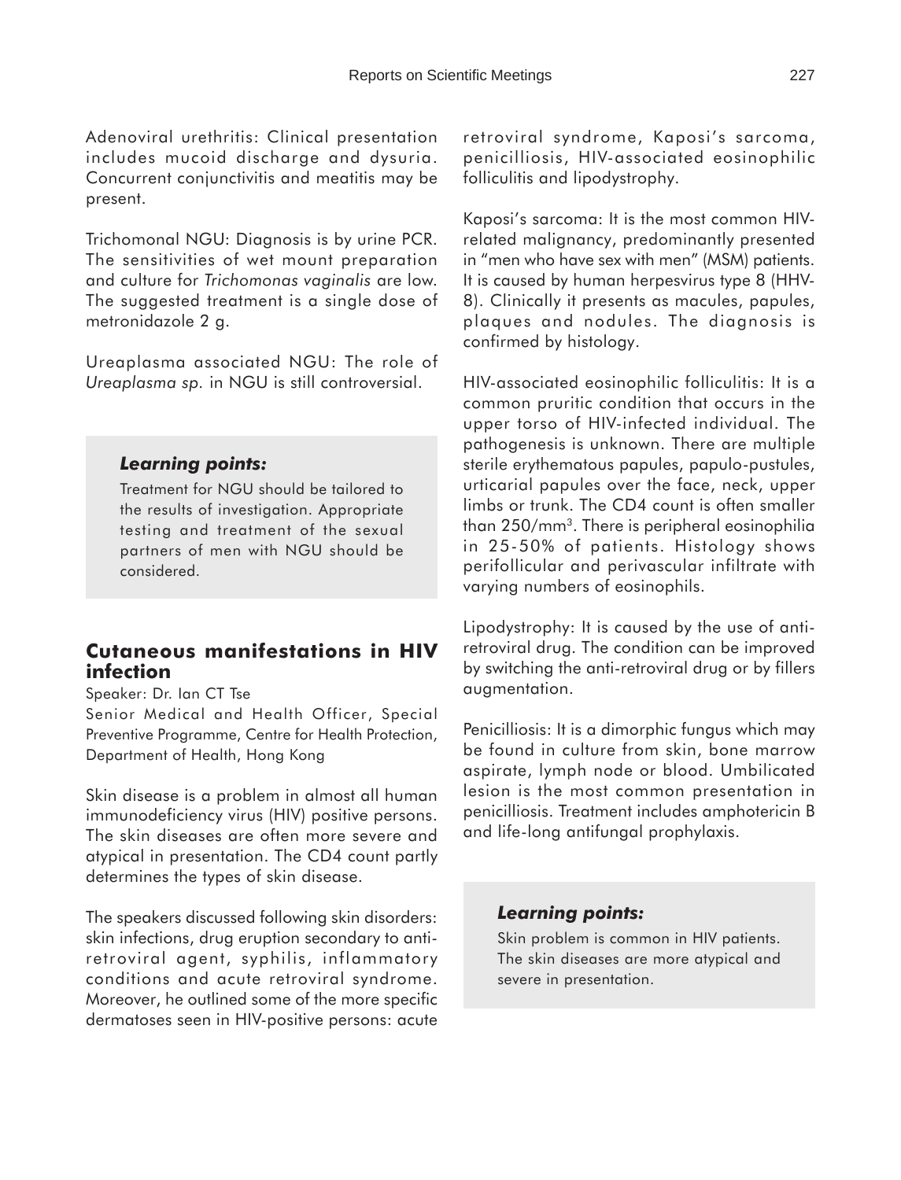Adenoviral urethritis: Clinical presentation includes mucoid discharge and dysuria. Concurrent conjunctivitis and meatitis may be present.

Trichomonal NGU: Diagnosis is by urine PCR. The sensitivities of wet mount preparation and culture for *Trichomonas vaginalis* are low. The suggested treatment is a single dose of metronidazole 2 g.

Ureaplasma associated NGU: The role of *Ureaplasma sp.* in NGU is still controversial.

> ***Learning points:***
>
> Treatment for NGU should be tailored to the results of investigation. Appropriate testing and treatment of the sexual partners of men with NGU should be considered.

## Cutaneous manifestations in HIV infection

Speaker: Dr. Ian CT Tse

Senior Medical and Health Officer, Special Preventive Programme, Centre for Health Protection, Department of Health, Hong Kong

Skin disease is a problem in almost all human immunodeficiency virus (HIV) positive persons. The skin diseases are often more severe and atypical in presentation. The CD4 count partly determines the types of skin disease.

The speakers discussed following skin disorders: skin infections, drug eruption secondary to anti-retroviral agent, syphilis, inflammatory conditions and acute retroviral syndrome. Moreover, he outlined some of the more specific dermatoses seen in HIV-positive persons: acute retroviral syndrome, Kaposi's sarcoma, penicilliosis, HIV-associated eosinophilic folliculitis and lipodystrophy.

Kaposi's sarcoma: It is the most common HIV-related malignancy, predominantly presented in "men who have sex with men" (MSM) patients. It is caused by human herpesvirus type 8 (HHV-8). Clinically it presents as macules, papules, plaques and nodules. The diagnosis is confirmed by histology.

HIV-associated eosinophilic folliculitis: It is a common pruritic condition that occurs in the upper torso of HIV-infected individual. The pathogenesis is unknown. There are multiple sterile erythematous papules, papulo-pustules, urticarial papules over the face, neck, upper limbs or trunk. The CD4 count is often smaller than 250/mm$^3$. There is peripheral eosinophilia in 25-50% of patients. Histology shows perifollicular and perivascular infiltrate with varying numbers of eosinophils.

Lipodystrophy: It is caused by the use of anti-retroviral drug. The condition can be improved by switching the anti-retroviral drug or by fillers augmentation.

Penicilliosis: It is a dimorphic fungus which may be found in culture from skin, bone marrow aspirate, lymph node or blood. Umbilicated lesion is the most common presentation in penicilliosis. Treatment includes amphotericin B and life-long antifungal prophylaxis.

> ***Learning points:***
>
> Skin problem is common in HIV patients. The skin diseases are more atypical and severe in presentation.